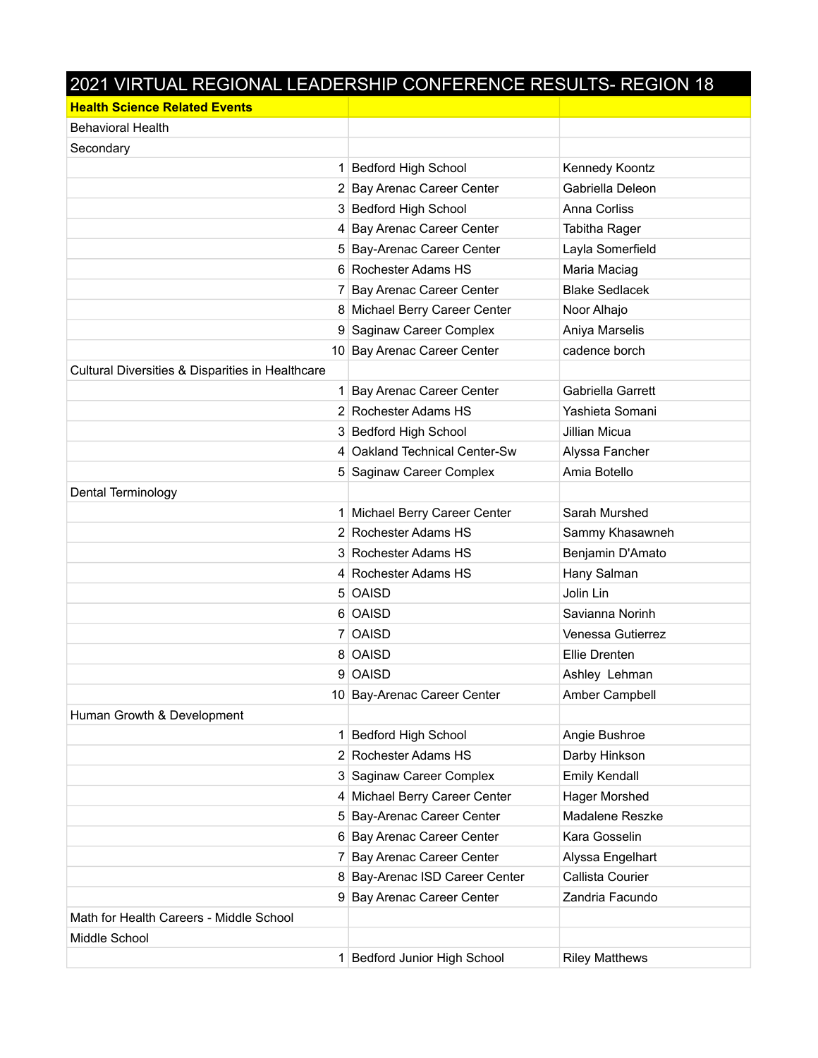# 2021 VIRTUAL REGIONAL LEADERSHIP CONFERENCE RESULTS- REGION 18

| **Health Science Related Events** | | |
|---|---|---|
| Behavioral Health | | |
| Secondary | | |
| 1 | Bedford High School | Kennedy Koontz |
| 2 | Bay Arenac Career Center | Gabriella Deleon |
| 3 | Bedford High School | Anna Corliss |
| 4 | Bay Arenac Career Center | Tabitha Rager |
| 5 | Bay-Arenac Career Center | Layla Somerfield |
| 6 | Rochester Adams HS | Maria Maciag |
| 7 | Bay Arenac Career Center | Blake Sedlacek |
| 8 | Michael Berry Career Center | Noor Alhajo |
| 9 | Saginaw Career Complex | Aniya Marselis |
| 10 | Bay Arenac Career Center | cadence borch |
| Cultural Diversities & Disparities in Healthcare | | |
| 1 | Bay Arenac Career Center | Gabriella Garrett |
| 2 | Rochester Adams HS | Yashieta Somani |
| 3 | Bedford High School | Jillian Micua |
| 4 | Oakland Technical Center-Sw | Alyssa Fancher |
| 5 | Saginaw Career Complex | Amia Botello |
| Dental Terminology | | |
| 1 | Michael Berry Career Center | Sarah Murshed |
| 2 | Rochester Adams HS | Sammy Khasawneh |
| 3 | Rochester Adams HS | Benjamin D'Amato |
| 4 | Rochester Adams HS | Hany Salman |
| 5 | OAISD | Jolin Lin |
| 6 | OAISD | Savianna Norinh |
| 7 | OAISD | Venessa Gutierrez |
| 8 | OAISD | Ellie Drenten |
| 9 | OAISD | Ashley Lehman |
| 10 | Bay-Arenac Career Center | Amber Campbell |
| Human Growth & Development | | |
| 1 | Bedford High School | Angie Bushroe |
| 2 | Rochester Adams HS | Darby Hinkson |
| 3 | Saginaw Career Complex | Emily Kendall |
| 4 | Michael Berry Career Center | Hager Morshed |
| 5 | Bay-Arenac Career Center | Madalene Reszke |
| 6 | Bay Arenac Career Center | Kara Gosselin |
| 7 | Bay Arenac Career Center | Alyssa Engelhart |
| 8 | Bay-Arenac ISD Career Center | Callista Courier |
| 9 | Bay Arenac Career Center | Zandria Facundo |
| Math for Health Careers - Middle School | | |
| Middle School | | |
| 1 | Bedford Junior High School | Riley Matthews |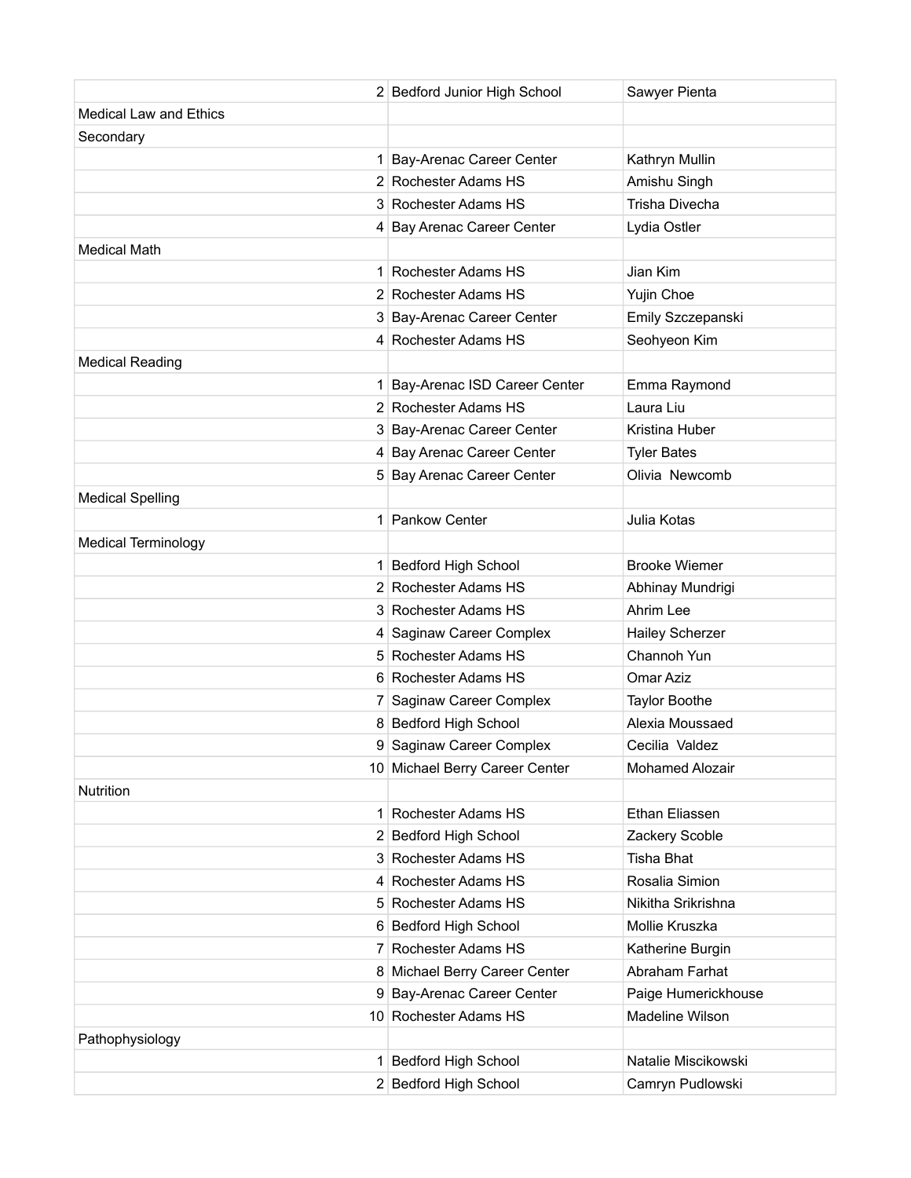| | | |
|---|---|---|
| 2 | Bedford Junior High School | Sawyer Pienta |
| Medical Law and Ethics | | |
| Secondary | | |
| 1 | Bay-Arenac Career Center | Kathryn Mullin |
| 2 | Rochester Adams HS | Amishu Singh |
| 3 | Rochester Adams HS | Trisha Divecha |
| 4 | Bay Arenac Career Center | Lydia Ostler |
| Medical Math | | |
| 1 | Rochester Adams HS | Jian Kim |
| 2 | Rochester Adams HS | Yujin Choe |
| 3 | Bay-Arenac Career Center | Emily Szczepanski |
| 4 | Rochester Adams HS | Seohyeon Kim |
| Medical Reading | | |
| 1 | Bay-Arenac ISD Career Center | Emma Raymond |
| 2 | Rochester Adams HS | Laura Liu |
| 3 | Bay-Arenac Career Center | Kristina Huber |
| 4 | Bay Arenac Career Center | Tyler Bates |
| 5 | Bay Arenac Career Center | Olivia Newcomb |
| Medical Spelling | | |
| 1 | Pankow Center | Julia Kotas |
| Medical Terminology | | |
| 1 | Bedford High School | Brooke Wiemer |
| 2 | Rochester Adams HS | Abhinay Mundrigi |
| 3 | Rochester Adams HS | Ahrim Lee |
| 4 | Saginaw Career Complex | Hailey Scherzer |
| 5 | Rochester Adams HS | Channoh Yun |
| 6 | Rochester Adams HS | Omar Aziz |
| 7 | Saginaw Career Complex | Taylor Boothe |
| 8 | Bedford High School | Alexia Moussaed |
| 9 | Saginaw Career Complex | Cecilia Valdez |
| 10 | Michael Berry Career Center | Mohamed Alozair |
| Nutrition | | |
| 1 | Rochester Adams HS | Ethan Eliassen |
| 2 | Bedford High School | Zackery Scoble |
| 3 | Rochester Adams HS | Tisha Bhat |
| 4 | Rochester Adams HS | Rosalia Simion |
| 5 | Rochester Adams HS | Nikitha Srikrishna |
| 6 | Bedford High School | Mollie Kruszka |
| 7 | Rochester Adams HS | Katherine Burgin |
| 8 | Michael Berry Career Center | Abraham Farhat |
| 9 | Bay-Arenac Career Center | Paige Humerickhouse |
| 10 | Rochester Adams HS | Madeline Wilson |
| Pathophysiology | | |
| 1 | Bedford High School | Natalie Miscikowski |
| 2 | Bedford High School | Camryn Pudlowski |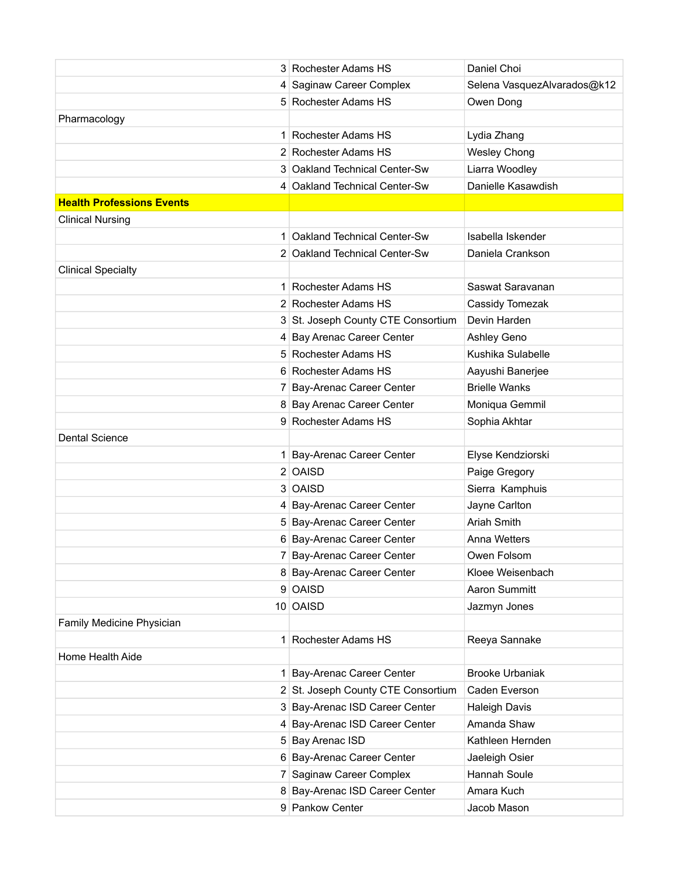| | | |
|---|---|---|
| | 3 Rochester Adams HS | Daniel Choi |
| | 4 Saginaw Career Complex | Selena VasquezAlvarados@k12 |
| | 5 Rochester Adams HS | Owen Dong |
| Pharmacology | | |
| | 1 Rochester Adams HS | Lydia Zhang |
| | 2 Rochester Adams HS | Wesley Chong |
| | 3 Oakland Technical Center-Sw | Liarra Woodley |
| | 4 Oakland Technical Center-Sw | Danielle Kasawdish |
| **Health Professions Events** | | |
| Clinical Nursing | | |
| | 1 Oakland Technical Center-Sw | Isabella Iskender |
| | 2 Oakland Technical Center-Sw | Daniela Crankson |
| Clinical Specialty | | |
| | 1 Rochester Adams HS | Saswat Saravanan |
| | 2 Rochester Adams HS | Cassidy Tomezak |
| | 3 St. Joseph County CTE Consortium | Devin Harden |
| | 4 Bay Arenac Career Center | Ashley Geno |
| | 5 Rochester Adams HS | Kushika Sulabelle |
| | 6 Rochester Adams HS | Aayushi Banerjee |
| | 7 Bay-Arenac Career Center | Brielle Wanks |
| | 8 Bay Arenac Career Center | Moniqua Gemmil |
| | 9 Rochester Adams HS | Sophia Akhtar |
| Dental Science | | |
| | 1 Bay-Arenac Career Center | Elyse Kendziorski |
| | 2 OAISD | Paige Gregory |
| | 3 OAISD | Sierra  Kamphuis |
| | 4 Bay-Arenac Career Center | Jayne Carlton |
| | 5 Bay-Arenac Career Center | Ariah Smith |
| | 6 Bay-Arenac Career Center | Anna Wetters |
| | 7 Bay-Arenac Career Center | Owen Folsom |
| | 8 Bay-Arenac Career Center | Kloee Weisenbach |
| | 9 OAISD | Aaron Summitt |
| | 10 OAISD | Jazmyn Jones |
| Family Medicine Physician | | |
| | 1 Rochester Adams HS | Reeya Sannake |
| Home Health Aide | | |
| | 1 Bay-Arenac Career Center | Brooke Urbaniak |
| | 2 St. Joseph County CTE Consortium | Caden Everson |
| | 3 Bay-Arenac ISD Career Center | Haleigh Davis |
| | 4 Bay-Arenac ISD Career Center | Amanda Shaw |
| | 5 Bay Arenac ISD | Kathleen Hernden |
| | 6 Bay-Arenac Career Center | Jaeleigh Osier |
| | 7 Saginaw Career Complex | Hannah Soule |
| | 8 Bay-Arenac ISD Career Center | Amara Kuch |
| | 9 Pankow Center | Jacob Mason |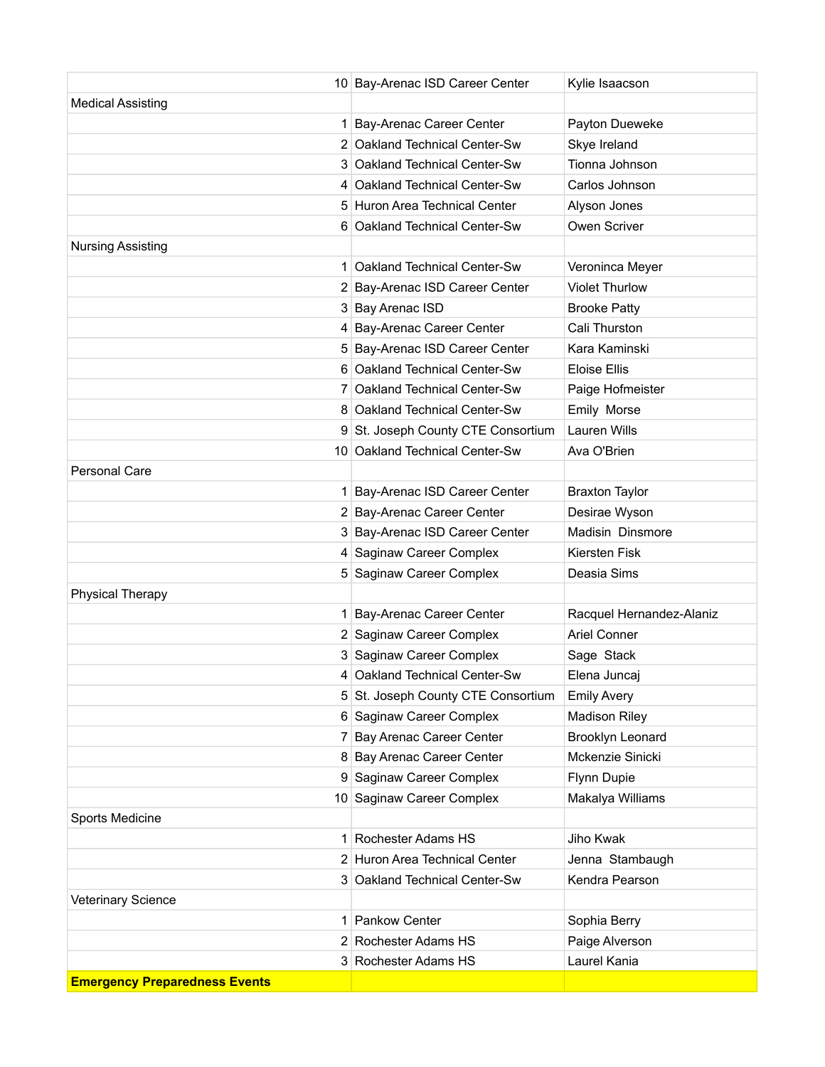| | | |
|---|---|---|
| 10 | Bay-Arenac ISD Career Center | Kylie Isaacson |
| Medical Assisting | | |
| 1 | Bay-Arenac Career Center | Payton Dueweke |
| 2 | Oakland Technical Center-Sw | Skye Ireland |
| 3 | Oakland Technical Center-Sw | Tionna Johnson |
| 4 | Oakland Technical Center-Sw | Carlos Johnson |
| 5 | Huron Area Technical Center | Alyson Jones |
| 6 | Oakland Technical Center-Sw | Owen Scriver |
| Nursing Assisting | | |
| 1 | Oakland Technical Center-Sw | Veroninca Meyer |
| 2 | Bay-Arenac ISD Career Center | Violet Thurlow |
| 3 | Bay Arenac ISD | Brooke Patty |
| 4 | Bay-Arenac Career Center | Cali Thurston |
| 5 | Bay-Arenac ISD Career Center | Kara Kaminski |
| 6 | Oakland Technical Center-Sw | Eloise Ellis |
| 7 | Oakland Technical Center-Sw | Paige Hofmeister |
| 8 | Oakland Technical Center-Sw | Emily Morse |
| 9 | St. Joseph County CTE Consortium | Lauren Wills |
| 10 | Oakland Technical Center-Sw | Ava O'Brien |
| Personal Care | | |
| 1 | Bay-Arenac ISD Career Center | Braxton Taylor |
| 2 | Bay-Arenac Career Center | Desirae Wyson |
| 3 | Bay-Arenac ISD Career Center | Madisin Dinsmore |
| 4 | Saginaw Career Complex | Kiersten Fisk |
| 5 | Saginaw Career Complex | Deasia Sims |
| Physical Therapy | | |
| 1 | Bay-Arenac Career Center | Racquel Hernandez-Alaniz |
| 2 | Saginaw Career Complex | Ariel Conner |
| 3 | Saginaw Career Complex | Sage Stack |
| 4 | Oakland Technical Center-Sw | Elena Juncaj |
| 5 | St. Joseph County CTE Consortium | Emily Avery |
| 6 | Saginaw Career Complex | Madison Riley |
| 7 | Bay Arenac Career Center | Brooklyn Leonard |
| 8 | Bay Arenac Career Center | Mckenzie Sinicki |
| 9 | Saginaw Career Complex | Flynn Dupie |
| 10 | Saginaw Career Complex | Makalya Williams |
| Sports Medicine | | |
| 1 | Rochester Adams HS | Jiho Kwak |
| 2 | Huron Area Technical Center | Jenna Stambaugh |
| 3 | Oakland Technical Center-Sw | Kendra Pearson |
| Veterinary Science | | |
| 1 | Pankow Center | Sophia Berry |
| 2 | Rochester Adams HS | Paige Alverson |
| 3 | Rochester Adams HS | Laurel Kania |
| **Emergency Preparedness Events** | | |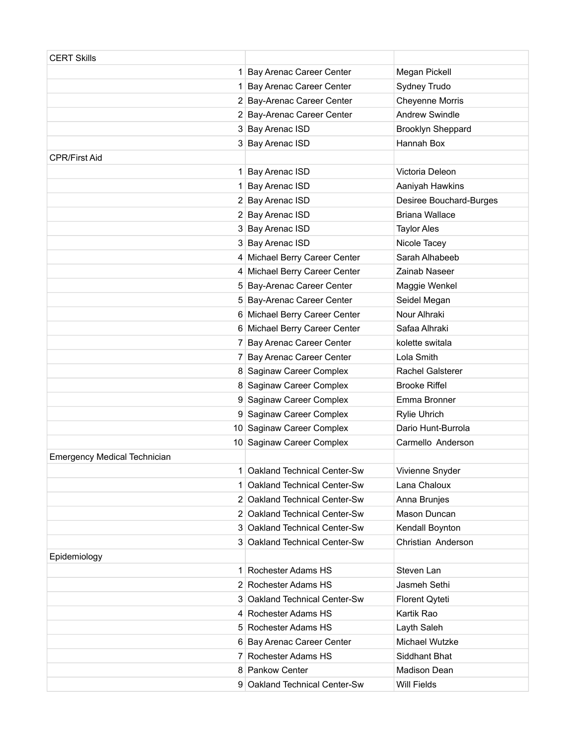| CERT Skills | | |
|---|---|---|
| 1 | Bay Arenac Career Center | Megan Pickell |
| 1 | Bay Arenac Career Center | Sydney Trudo |
| 2 | Bay-Arenac Career Center | Cheyenne Morris |
| 2 | Bay-Arenac Career Center | Andrew Swindle |
| 3 | Bay Arenac ISD | Brooklyn Sheppard |
| 3 | Bay Arenac ISD | Hannah Box |
| CPR/First Aid | | |
| 1 | Bay Arenac ISD | Victoria Deleon |
| 1 | Bay Arenac ISD | Aaniyah Hawkins |
| 2 | Bay Arenac ISD | Desiree Bouchard-Burges |
| 2 | Bay Arenac ISD | Briana Wallace |
| 3 | Bay Arenac ISD | Taylor Ales |
| 3 | Bay Arenac ISD | Nicole Tacey |
| 4 | Michael Berry Career Center | Sarah Alhabeeb |
| 4 | Michael Berry Career Center | Zainab Naseer |
| 5 | Bay-Arenac Career Center | Maggie Wenkel |
| 5 | Bay-Arenac Career Center | Seidel Megan |
| 6 | Michael Berry Career Center | Nour Alhraki |
| 6 | Michael Berry Career Center | Safaa Alhraki |
| 7 | Bay Arenac Career Center | kolette switala |
| 7 | Bay Arenac Career Center | Lola Smith |
| 8 | Saginaw Career Complex | Rachel Galsterer |
| 8 | Saginaw Career Complex | Brooke Riffel |
| 9 | Saginaw Career Complex | Emma Bronner |
| 9 | Saginaw Career Complex | Rylie Uhrich |
| 10 | Saginaw Career Complex | Dario Hunt-Burrola |
| 10 | Saginaw Career Complex | Carmello Anderson |
| Emergency Medical Technician | | |
| 1 | Oakland Technical Center-Sw | Vivienne Snyder |
| 1 | Oakland Technical Center-Sw | Lana Chaloux |
| 2 | Oakland Technical Center-Sw | Anna Brunjes |
| 2 | Oakland Technical Center-Sw | Mason Duncan |
| 3 | Oakland Technical Center-Sw | Kendall Boynton |
| 3 | Oakland Technical Center-Sw | Christian Anderson |
| Epidemiology | | |
| 1 | Rochester Adams HS | Steven Lan |
| 2 | Rochester Adams HS | Jasmeh Sethi |
| 3 | Oakland Technical Center-Sw | Florent Qyteti |
| 4 | Rochester Adams HS | Kartik Rao |
| 5 | Rochester Adams HS | Layth Saleh |
| 6 | Bay Arenac Career Center | Michael Wutzke |
| 7 | Rochester Adams HS | Siddhant Bhat |
| 8 | Pankow Center | Madison Dean |
| 9 | Oakland Technical Center-Sw | Will Fields |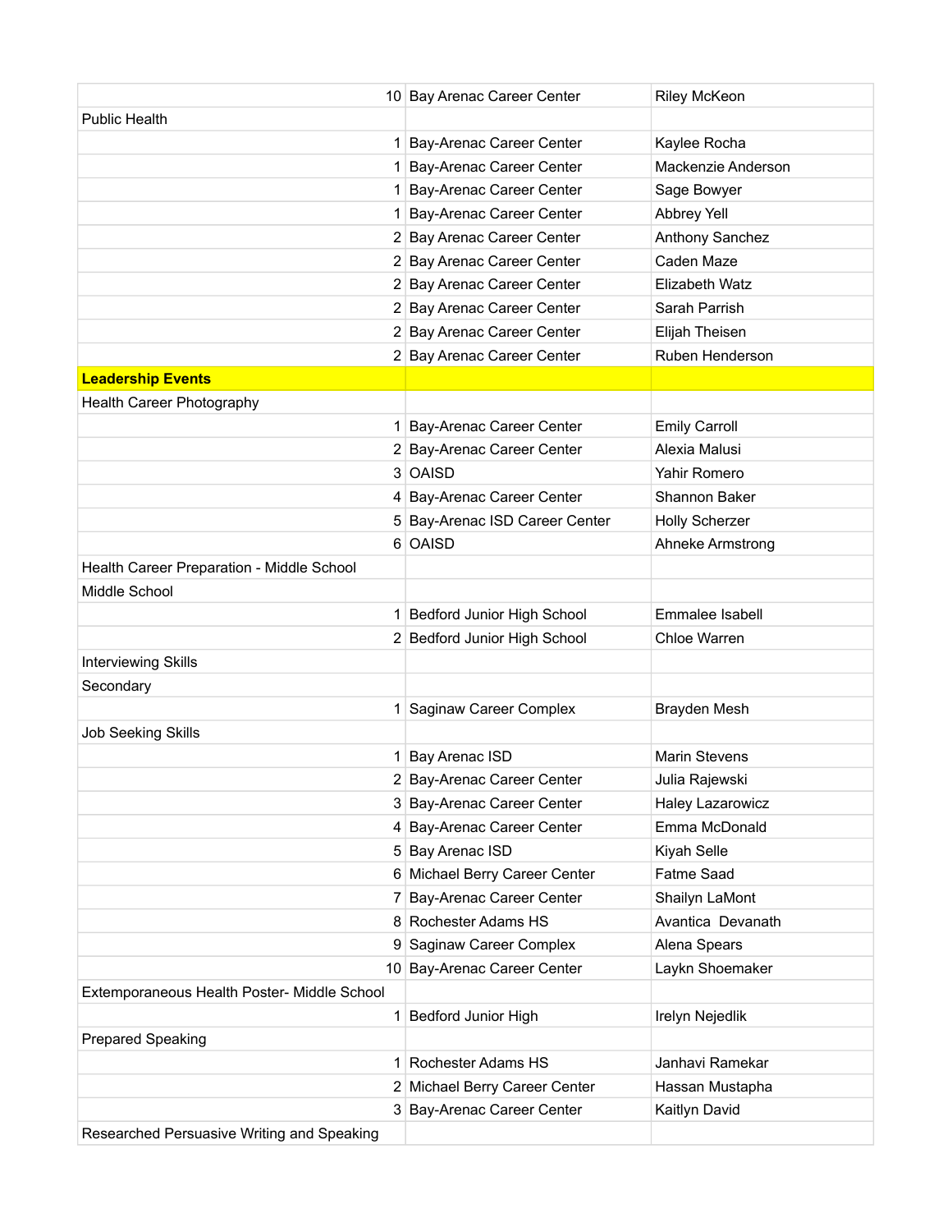| | | |
|---|---|---|
| 10 | Bay Arenac Career Center | Riley McKeon |
| Public Health | | |
| 1 | Bay-Arenac Career Center | Kaylee Rocha |
| 1 | Bay-Arenac Career Center | Mackenzie Anderson |
| 1 | Bay-Arenac Career Center | Sage Bowyer |
| 1 | Bay-Arenac Career Center | Abbrey Yell |
| 2 | Bay Arenac Career Center | Anthony Sanchez |
| 2 | Bay Arenac Career Center | Caden Maze |
| 2 | Bay Arenac Career Center | Elizabeth Watz |
| 2 | Bay Arenac Career Center | Sarah Parrish |
| 2 | Bay Arenac Career Center | Elijah Theisen |
| 2 | Bay Arenac Career Center | Ruben Henderson |
| **Leadership Events** | | |
| Health Career Photography | | |
| 1 | Bay-Arenac Career Center | Emily Carroll |
| 2 | Bay-Arenac Career Center | Alexia Malusi |
| 3 | OAISD | Yahir Romero |
| 4 | Bay-Arenac Career Center | Shannon Baker |
| 5 | Bay-Arenac ISD Career Center | Holly Scherzer |
| 6 | OAISD | Ahneke Armstrong |
| Health Career Preparation - Middle School | | |
| Middle School | | |
| 1 | Bedford Junior High School | Emmalee Isabell |
| 2 | Bedford Junior High School | Chloe Warren |
| Interviewing Skills | | |
| Secondary | | |
| 1 | Saginaw Career Complex | Brayden Mesh |
| Job Seeking Skills | | |
| 1 | Bay Arenac ISD | Marin Stevens |
| 2 | Bay-Arenac Career Center | Julia Rajewski |
| 3 | Bay-Arenac Career Center | Haley Lazarowicz |
| 4 | Bay-Arenac Career Center | Emma McDonald |
| 5 | Bay Arenac ISD | Kiyah Selle |
| 6 | Michael Berry Career Center | Fatme Saad |
| 7 | Bay-Arenac Career Center | Shailyn LaMont |
| 8 | Rochester Adams HS | Avantica Devanath |
| 9 | Saginaw Career Complex | Alena Spears |
| 10 | Bay-Arenac Career Center | Laykn Shoemaker |
| Extemporaneous Health Poster- Middle School | | |
| 1 | Bedford Junior High | Irelyn Nejedlik |
| Prepared Speaking | | |
| 1 | Rochester Adams HS | Janhavi Ramekar |
| 2 | Michael Berry Career Center | Hassan Mustapha |
| 3 | Bay-Arenac Career Center | Kaitlyn David |
| Researched Persuasive Writing and Speaking | | |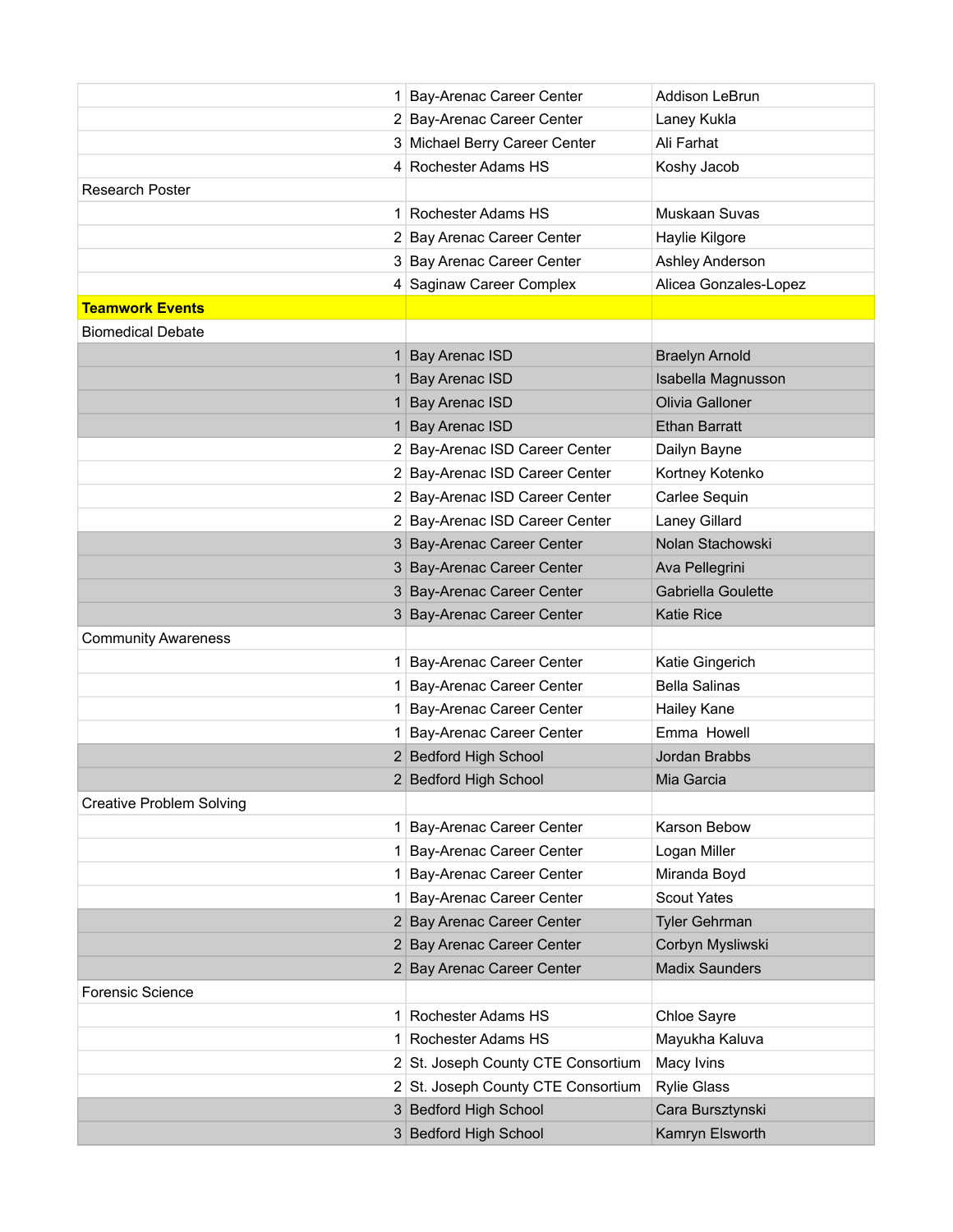| | | | |
|---|---|---|---|
| | 1 | Bay-Arenac Career Center | Addison LeBrun |
| | 2 | Bay-Arenac Career Center | Laney Kukla |
| | 3 | Michael Berry Career Center | Ali Farhat |
| | 4 | Rochester Adams HS | Koshy Jacob |
| Research Poster | | | |
| | 1 | Rochester Adams HS | Muskaan Suvas |
| | 2 | Bay Arenac Career Center | Haylie Kilgore |
| | 3 | Bay Arenac Career Center | Ashley Anderson |
| | 4 | Saginaw Career Complex | Alicea Gonzales-Lopez |
| **Teamwork Events** | | | |
| Biomedical Debate | | | |
| | 1 | Bay Arenac ISD | Braelyn Arnold |
| | 1 | Bay Arenac ISD | Isabella Magnusson |
| | 1 | Bay Arenac ISD | Olivia Galloner |
| | 1 | Bay Arenac ISD | Ethan Barratt |
| | 2 | Bay-Arenac ISD Career Center | Dailyn Bayne |
| | 2 | Bay-Arenac ISD Career Center | Kortney Kotenko |
| | 2 | Bay-Arenac ISD Career Center | Carlee Sequin |
| | 2 | Bay-Arenac ISD Career Center | Laney Gillard |
| | 3 | Bay-Arenac Career Center | Nolan Stachowski |
| | 3 | Bay-Arenac Career Center | Ava Pellegrini |
| | 3 | Bay-Arenac Career Center | Gabriella Goulette |
| | 3 | Bay-Arenac Career Center | Katie Rice |
| Community Awareness | | | |
| | 1 | Bay-Arenac Career Center | Katie Gingerich |
| | 1 | Bay-Arenac Career Center | Bella Salinas |
| | 1 | Bay-Arenac Career Center | Hailey Kane |
| | 1 | Bay-Arenac Career Center | Emma Howell |
| | 2 | Bedford High School | Jordan Brabbs |
| | 2 | Bedford High School | Mia Garcia |
| Creative Problem Solving | | | |
| | 1 | Bay-Arenac Career Center | Karson Bebow |
| | 1 | Bay-Arenac Career Center | Logan Miller |
| | 1 | Bay-Arenac Career Center | Miranda Boyd |
| | 1 | Bay-Arenac Career Center | Scout Yates |
| | 2 | Bay Arenac Career Center | Tyler Gehrman |
| | 2 | Bay Arenac Career Center | Corbyn Mysliwski |
| | 2 | Bay Arenac Career Center | Madix Saunders |
| Forensic Science | | | |
| | 1 | Rochester Adams HS | Chloe Sayre |
| | 1 | Rochester Adams HS | Mayukha Kaluva |
| | 2 | St. Joseph County CTE Consortium | Macy Ivins |
| | 2 | St. Joseph County CTE Consortium | Rylie Glass |
| | 3 | Bedford High School | Cara Bursztynski |
| | 3 | Bedford High School | Kamryn Elsworth |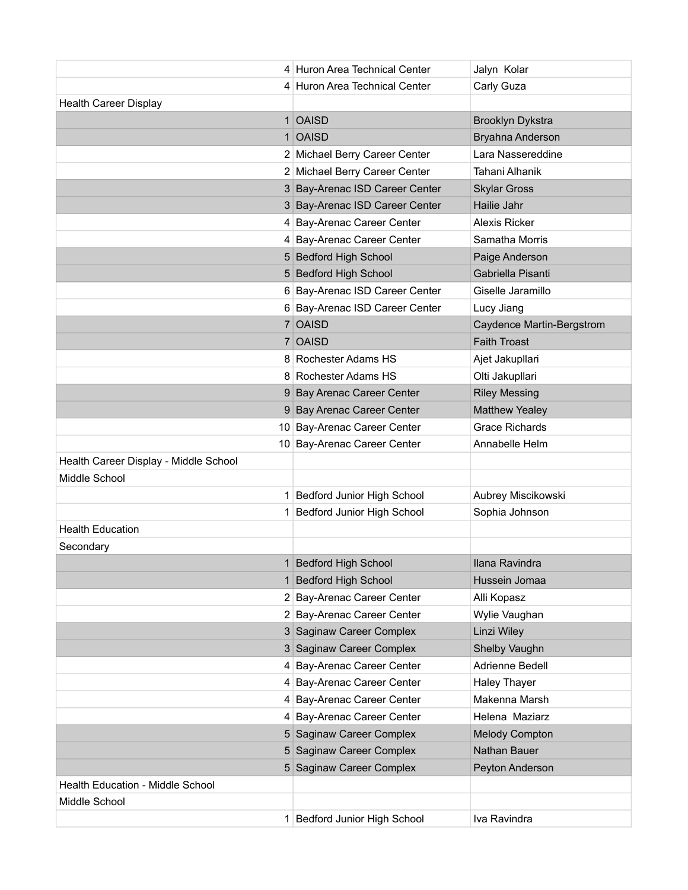| | | |
|---|---|---|
| 4 | Huron Area Technical Center | Jalyn  Kolar |
| 4 | Huron Area Technical Center | Carly Guza |
| Health Career Display | | |
| 1 | OAISD | Brooklyn Dykstra |
| 1 | OAISD | Bryahna Anderson |
| 2 | Michael Berry Career Center | Lara Nassereddine |
| 2 | Michael Berry Career Center | Tahani Alhanik |
| 3 | Bay-Arenac ISD Career Center | Skylar Gross |
| 3 | Bay-Arenac ISD Career Center | Hailie Jahr |
| 4 | Bay-Arenac Career Center | Alexis Ricker |
| 4 | Bay-Arenac Career Center | Samatha Morris |
| 5 | Bedford High School | Paige Anderson |
| 5 | Bedford High School | Gabriella Pisanti |
| 6 | Bay-Arenac ISD Career Center | Giselle Jaramillo |
| 6 | Bay-Arenac ISD Career Center | Lucy Jiang |
| 7 | OAISD | Caydence Martin-Bergstrom |
| 7 | OAISD | Faith Troast |
| 8 | Rochester Adams HS | Ajet Jakupllari |
| 8 | Rochester Adams HS | Olti Jakupllari |
| 9 | Bay Arenac Career Center | Riley Messing |
| 9 | Bay Arenac Career Center | Matthew Yealey |
| 10 | Bay-Arenac Career Center | Grace Richards |
| 10 | Bay-Arenac Career Center | Annabelle Helm |
| Health Career Display - Middle School | | |
| Middle School | | |
| 1 | Bedford Junior High School | Aubrey Miscikowski |
| 1 | Bedford Junior High School | Sophia Johnson |
| Health Education | | |
| Secondary | | |
| 1 | Bedford High School | Ilana Ravindra |
| 1 | Bedford High School | Hussein Jomaa |
| 2 | Bay-Arenac Career Center | Alli Kopasz |
| 2 | Bay-Arenac Career Center | Wylie Vaughan |
| 3 | Saginaw Career Complex | Linzi Wiley |
| 3 | Saginaw Career Complex | Shelby Vaughn |
| 4 | Bay-Arenac Career Center | Adrienne Bedell |
| 4 | Bay-Arenac Career Center | Haley Thayer |
| 4 | Bay-Arenac Career Center | Makenna Marsh |
| 4 | Bay-Arenac Career Center | Helena  Maziarz |
| 5 | Saginaw Career Complex | Melody Compton |
| 5 | Saginaw Career Complex | Nathan Bauer |
| 5 | Saginaw Career Complex | Peyton Anderson |
| Health Education - Middle School | | |
| Middle School | | |
| 1 | Bedford Junior High School | Iva Ravindra |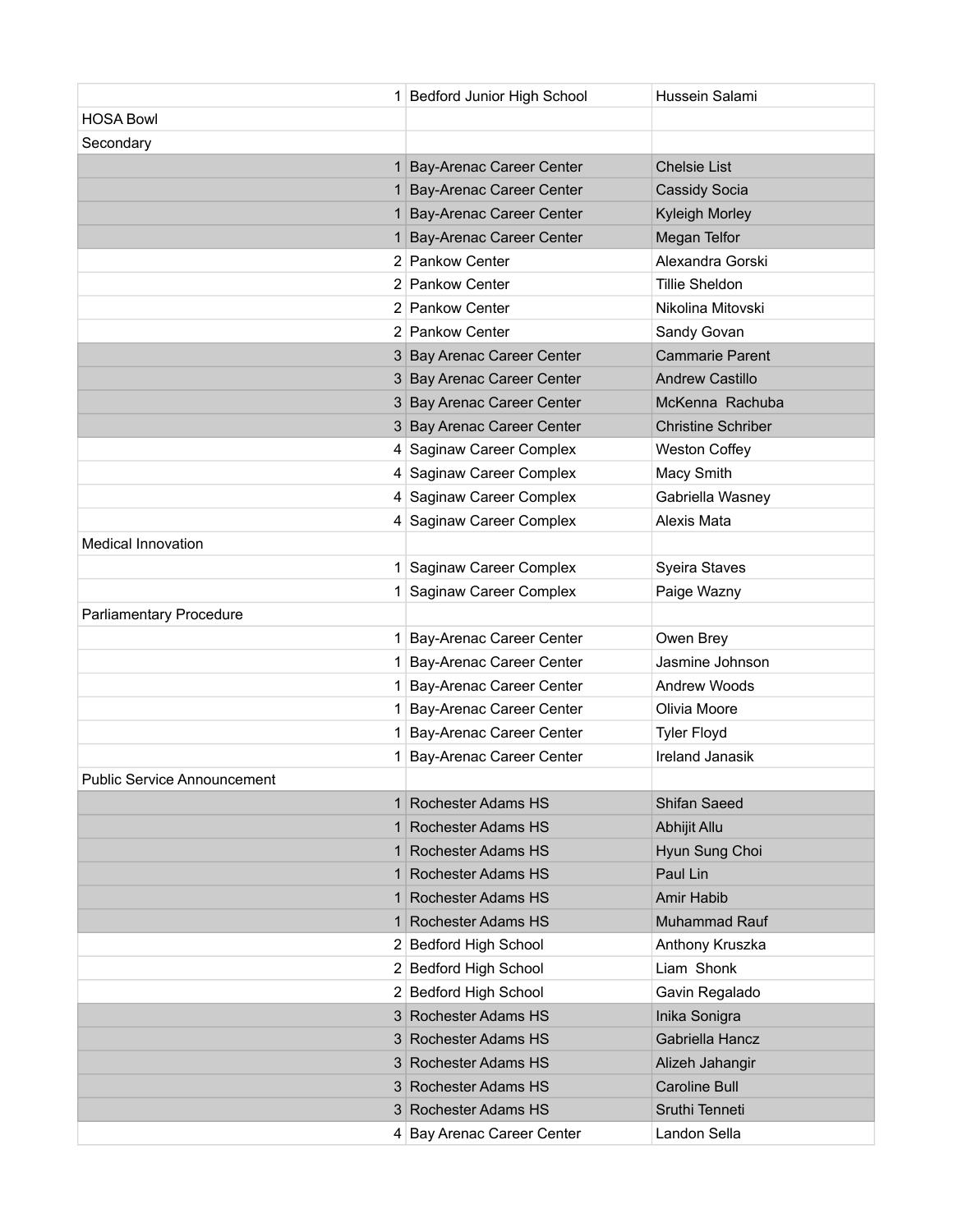| | | |
|---|---|---|
| 1 | Bedford Junior High School | Hussein Salami |
| HOSA Bowl | | |
| Secondary | | |
| 1 | Bay-Arenac Career Center | Chelsie List |
| 1 | Bay-Arenac Career Center | Cassidy Socia |
| 1 | Bay-Arenac Career Center | Kyleigh Morley |
| 1 | Bay-Arenac Career Center | Megan Telfor |
| 2 | Pankow Center | Alexandra Gorski |
| 2 | Pankow Center | Tillie Sheldon |
| 2 | Pankow Center | Nikolina Mitovski |
| 2 | Pankow Center | Sandy Govan |
| 3 | Bay Arenac Career Center | Cammarie Parent |
| 3 | Bay Arenac Career Center | Andrew Castillo |
| 3 | Bay Arenac Career Center | McKenna Rachuba |
| 3 | Bay Arenac Career Center | Christine Schriber |
| 4 | Saginaw Career Complex | Weston Coffey |
| 4 | Saginaw Career Complex | Macy Smith |
| 4 | Saginaw Career Complex | Gabriella Wasney |
| 4 | Saginaw Career Complex | Alexis Mata |
| Medical Innovation | | |
| 1 | Saginaw Career Complex | Syeira Staves |
| 1 | Saginaw Career Complex | Paige Wazny |
| Parliamentary Procedure | | |
| 1 | Bay-Arenac Career Center | Owen Brey |
| 1 | Bay-Arenac Career Center | Jasmine Johnson |
| 1 | Bay-Arenac Career Center | Andrew Woods |
| 1 | Bay-Arenac Career Center | Olivia Moore |
| 1 | Bay-Arenac Career Center | Tyler Floyd |
| 1 | Bay-Arenac Career Center | Ireland Janasik |
| Public Service Announcement | | |
| 1 | Rochester Adams HS | Shifan Saeed |
| 1 | Rochester Adams HS | Abhijit Allu |
| 1 | Rochester Adams HS | Hyun Sung Choi |
| 1 | Rochester Adams HS | Paul Lin |
| 1 | Rochester Adams HS | Amir Habib |
| 1 | Rochester Adams HS | Muhammad Rauf |
| 2 | Bedford High School | Anthony Kruszka |
| 2 | Bedford High School | Liam Shonk |
| 2 | Bedford High School | Gavin Regalado |
| 3 | Rochester Adams HS | Inika Sonigra |
| 3 | Rochester Adams HS | Gabriella Hancz |
| 3 | Rochester Adams HS | Alizeh Jahangir |
| 3 | Rochester Adams HS | Caroline Bull |
| 3 | Rochester Adams HS | Sruthi Tenneti |
| 4 | Bay Arenac Career Center | Landon Sella |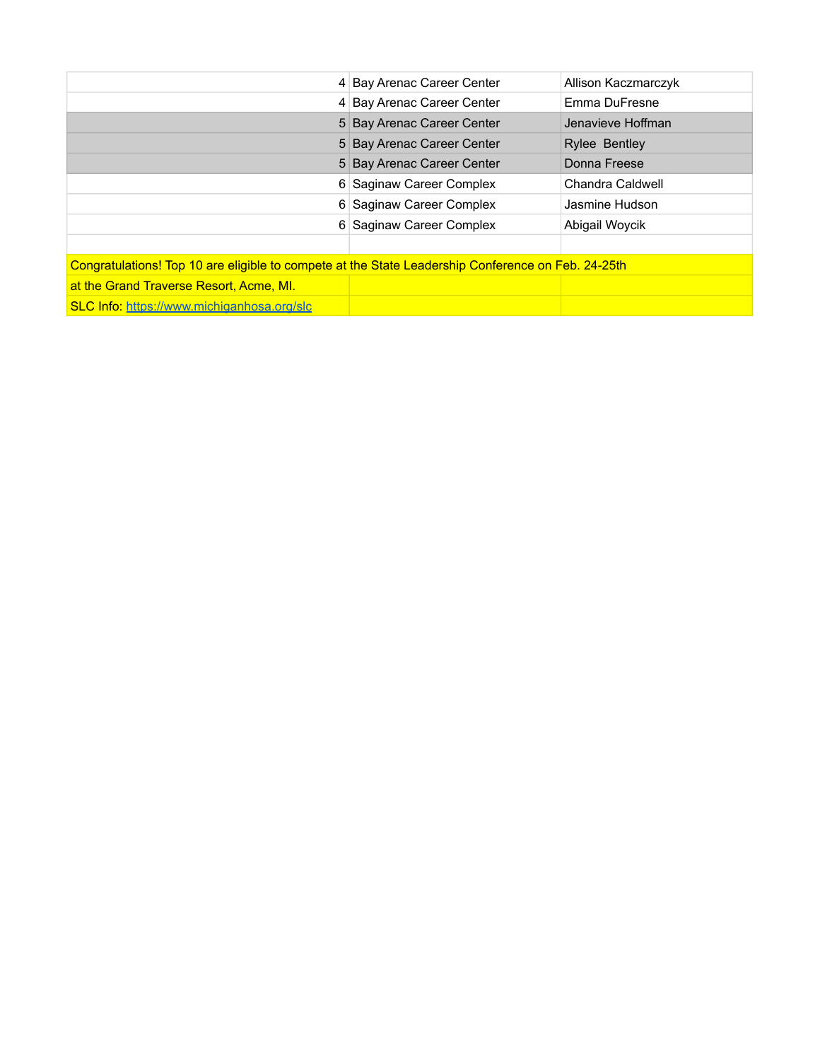| | | |
|---|---|---|
| 4 | Bay Arenac Career Center | Allison Kaczmarczyk |
| 4 | Bay Arenac Career Center | Emma DuFresne |
| 5 | Bay Arenac Career Center | Jenavieve Hoffman |
| 5 | Bay Arenac Career Center | Rylee  Bentley |
| 5 | Bay Arenac Career Center | Donna Freese |
| 6 | Saginaw Career Complex | Chandra Caldwell |
| 6 | Saginaw Career Complex | Jasmine Hudson |
| 6 | Saginaw Career Complex | Abigail Woycik |
| | | |

Congratulations! Top 10 are eligible to compete at the State Leadership Conference on Feb. 24-25th at the Grand Traverse Resort, Acme, MI.

SLC Info: https://www.michiganhosa.org/slc